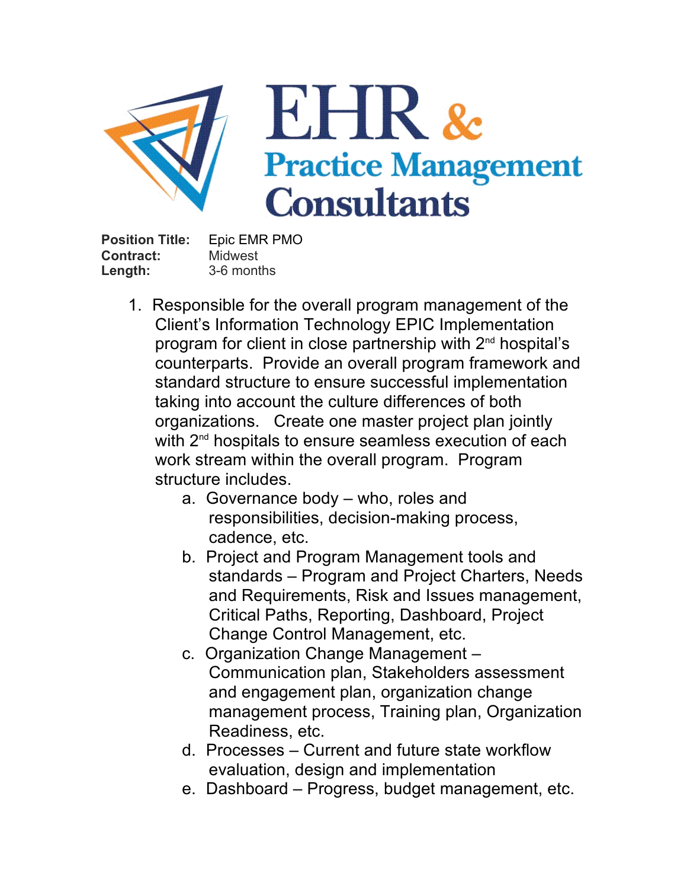# EHR & Practice Management Consultants

**Position Title:** Epic EMR PMO
**Contract:** Midwest
**Length:** 3-6 months

1. Responsible for the overall program management of the Client's Information Technology EPIC Implementation program for client in close partnership with 2nd hospital's counterparts. Provide an overall program framework and standard structure to ensure successful implementation taking into account the culture differences of both organizations. Create one master project plan jointly with 2nd hospitals to ensure seamless execution of each work stream within the overall program. Program structure includes.
   a. Governance body – who, roles and responsibilities, decision-making process, cadence, etc.
   b. Project and Program Management tools and standards – Program and Project Charters, Needs and Requirements, Risk and Issues management, Critical Paths, Reporting, Dashboard, Project Change Control Management, etc.
   c. Organization Change Management – Communication plan, Stakeholders assessment and engagement plan, organization change management process, Training plan, Organization Readiness, etc.
   d. Processes – Current and future state workflow evaluation, design and implementation
   e. Dashboard – Progress, budget management, etc.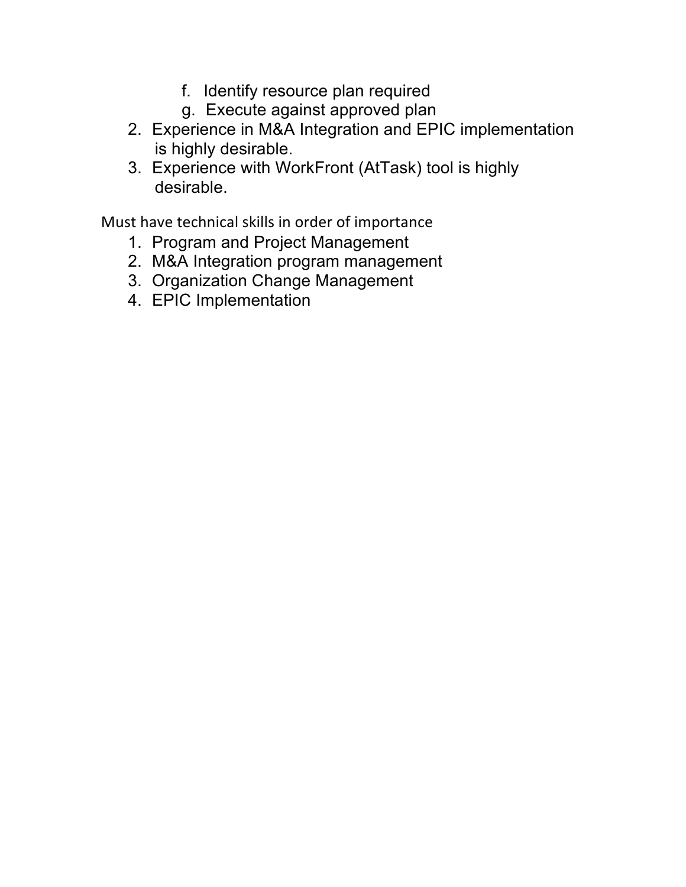f. Identify resource plan required
   g. Execute against approved plan
2. Experience in M&A Integration and EPIC implementation is highly desirable.
3. Experience with WorkFront (AtTask) tool is highly desirable.

Must have technical skills in order of importance

1. Program and Project Management
2. M&A Integration program management
3. Organization Change Management
4. EPIC Implementation